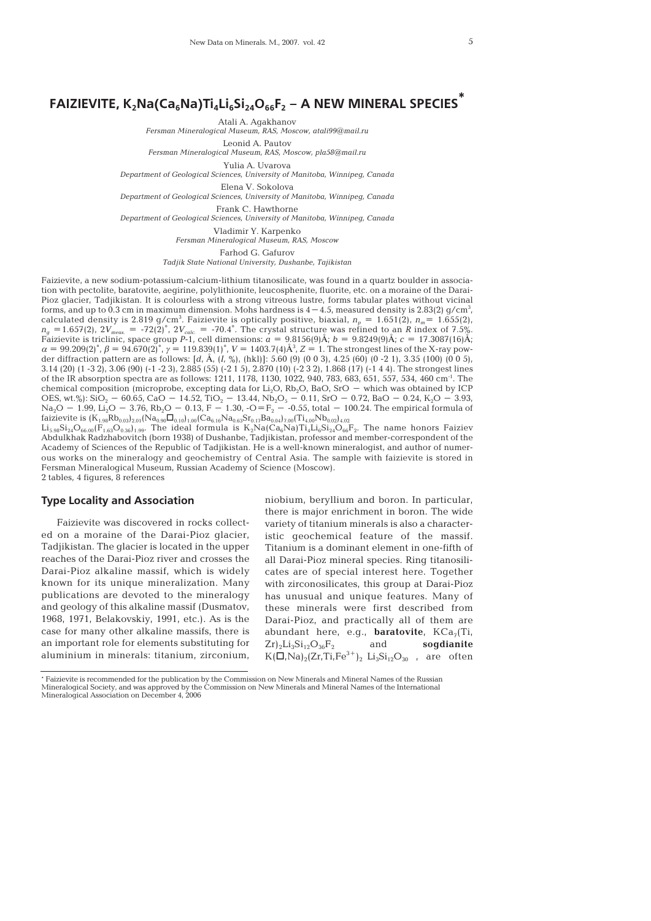# FAIZIEVITE, $K_2Na(Ca_6Na)Ti_4Li_6Si_{24}O_{66}F_2$ – A NEW MINERAL SPECIES*

Atali A. Agakhanov
*Fersman Mineralogical Museum, RAS, Moscow, atali99@mail.ru*

Leonid A. Pautov
*Fersman Mineralogical Museum, RAS, Moscow, pla58@mail.ru*

Yulia A. Uvarova
*Department of Geological Sciences, University of Manitoba, Winnipeg, Canada*

Elena V. Sokolova
*Department of Geological Sciences, University of Manitoba, Winnipeg, Canada*

Frank C. Hawthorne
*Department of Geological Sciences, University of Manitoba, Winnipeg, Canada*

Vladimir Y. Karpenko
*Fersman Mineralogical Museum, RAS, Moscow*

Farhod G. Gafurov
*Tadjik State National University, Dushanbe, Tajikistan*

Faizievite, a new sodium-potassium-calcium-lithium titanosilicate, was found in a quartz boulder in association with pectolite, baratovite, aegirine, polylithionite, leucosphenite, fluorite, etc. on a moraine of the Darai-Pioz glacier, Tadjikistan. It is colourless with a strong vitreous lustre, forms tabular plates without vicinal forms, and up to 0.3 cm in maximum dimension. Mohs hardness is 4 – 4.5, measured density is 2.83(2) g/cm$^3$, calculated density is 2.819 g/cm$^3$. Faizievite is optically positive, biaxial, $n_p$ = 1.651(2), $n_m$ = 1.655(2), $n_g$ = 1.657(2), $2V_{meas.}$ = -72(2)°, $2V_{calc.}$ = -70.4°. The crystal structure was refined to an *R* index of 7.5%. Faizievite is triclinic, space group *P*-1, cell dimensions: $a$ = 9.8156(9)Å; $b$ = 9.8249(9)Å; $c$ = 17.3087(16)Å; $\alpha$ = 99.209(2)°, $\beta$ = 94.670(2)°, $\gamma$ = 119.839(1)°, $V$ = 1403.7(4)Å$^3$, $Z$ = 1. The strongest lines of the X-ray powder diffraction pattern are as follows: [$d$, Å, ($I$, %), (hkl)]: 5.60 (9) (0 0 3), 4.25 (60) (0 -2 1), 3.35 (100) (0 0 5), 3.14 (20) (1 -3 2), 3.06 (90) (-1 -2 3), 2.885 (55) (-2 1 5), 2.870 (10) (-2 3 2), 1.868 (17) (-1 4 4). The strongest lines of the IR absorption spectra are as follows: 1211, 1178, 1130, 1022, 940, 783, 683, 651, 557, 534, 460 cm$^{-1}$. The chemical composition (microprobe, excepting data for $Li_2O$, $Rb_2O$, BaO, SrO – which was obtained by ICP OES, wt.%): $SiO_2$ – 60.65, CaO – 14.52, $TiO_2$ – 13.44, $Nb_2O_5$ – 0.11, SrO – 0.72, BaO – 0.24, $K_2O$ – 3.93, $Na_2O$ – 1.99, $Li_2O$ – 3.76, $Rb_2O$ – 0.13, F – 1.30, -O=$F_2$ – -0.55, total – 100.24. The empirical formula of faizievite is $(K_{1.98}Rb_{0.03})_{2.01}(Na_{0.90}\square_{0.10})_{1.00}(Ca_{6.16}Na_{0.63}Sr_{0.17}Ba_{0.04})_{7.00}(Ti_{4.00}Nb_{0.02})_{4.02}$ $Li_{5.98}Si_{24}O_{66.00}(F_{1.63}O_{0.36})_{1.99}$. The ideal formula is $K_2Na(Ca_6Na)Ti_4Li_6Si_{24}O_{66}F_2$. The name honors Faiziev Abdulkhak Radzhabovitch (born 1938) of Dushanbe, Tadjikistan, professor and member-correspondent of the Academy of Sciences of the Republic of Tadjikistan. He is a well-known mineralogist, and author of numerous works on the mineralogy and geochemistry of Central Asia. The sample with faizievite is stored in Fersman Mineralogical Museum, Russian Academy of Science (Moscow).
2 tables, 4 figures, 8 references

## Type Locality and Association

Faizievite was discovered in rocks collected on a moraine of the Darai-Pioz glacier, Tadjikistan. The glacier is located in the upper reaches of the Darai-Pioz river and crosses the Darai-Pioz alkaline massif, which is widely known for its unique mineralization. Many publications are devoted to the mineralogy and geology of this alkaline massif (Dusmatov, 1968, 1971, Belakovskiy, 1991, etc.). As is the case for many other alkaline massifs, there is an important role for elements substituting for aluminium in minerals: titanium, zirconium, niobium, beryllium and boron. In particular, there is major enrichment in boron. The wide variety of titanium minerals is also a characteristic geochemical feature of the massif. Titanium is a dominant element in one-fifth of all Darai-Pioz mineral species. Ring titanosilicates are of special interest here. Together with zirconosilicates, this group at Darai-Pioz has unusual and unique features. Many of these minerals were first described from Darai-Pioz, and practically all of them are abundant here, e.g., **baratovite**, $KCa_7(Ti,Zr)_2Li_3Si_{12}O_{36}F_2$ and **sogdianite** $K(\square,Na)_2(Zr,Ti,Fe^{3+})_2\ Li_3Si_{12}O_{30}$ , are often

* Faizievite is recommended for the publication by the Commission on New Minerals and Mineral Names of the Russian Mineralogical Society, and was approved by the Commission on New Minerals and Mineral Names of the International Mineralogical Association on December 4, 2006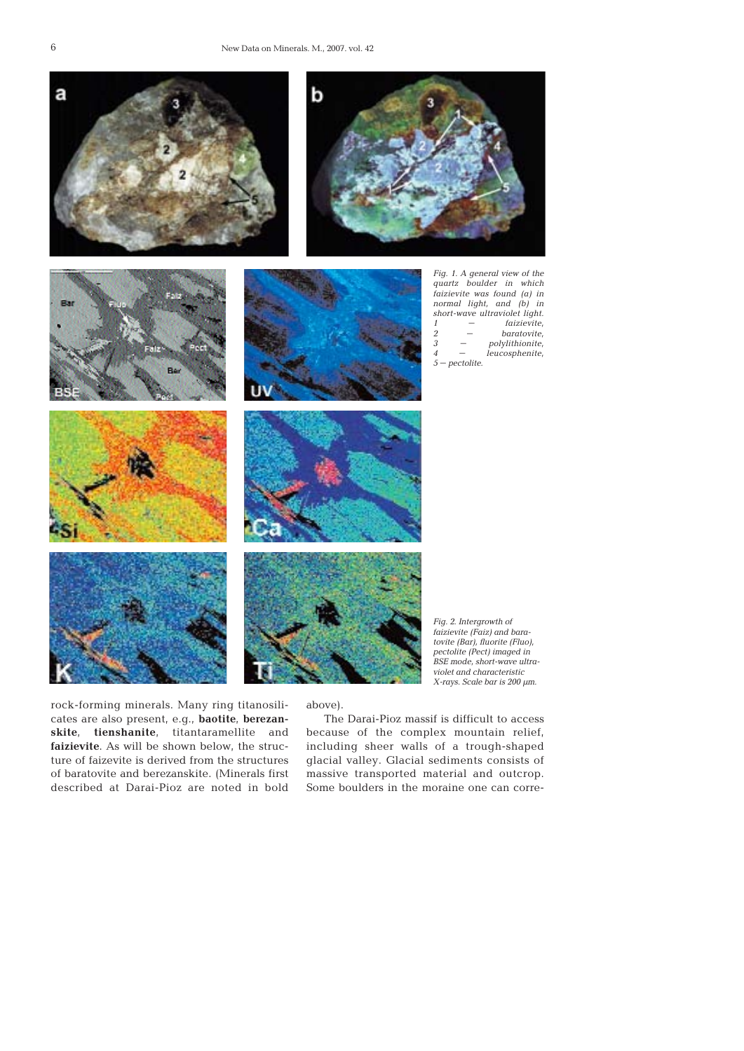*Fig. 1. A general view of the quartz boulder in which faizievite was found (a) in normal light, and (b) in short-wave ultraviolet light. 1 – faizievite, 2 – baratovite, 3 – polylithionite, 4 – leucosphenite, 5 – pectolite.*

*Fig. 2. Intergrowth of faizievite (Faiz) and baratovite (Bar), fluorite (Fluo), pectolite (Pect) imaged in BSE mode, short-wave ultraviolet and characteristic X-rays. Scale bar is 200 μm.*

rock-forming minerals. Many ring titanosilicates are also present, e.g., **baotite**, **berezanskite**, **tienshanite**, titantaramellite and **faizievite**. As will be shown below, the structure of faizevite is derived from the structures of baratovite and berezanskite. (Minerals first described at Darai-Pioz are noted in bold above).

The Darai-Pioz massif is difficult to access because of the complex mountain relief, including sheer walls of a trough-shaped glacial valley. Glacial sediments consists of massive transported material and outcrop. Some boulders in the moraine one can corre-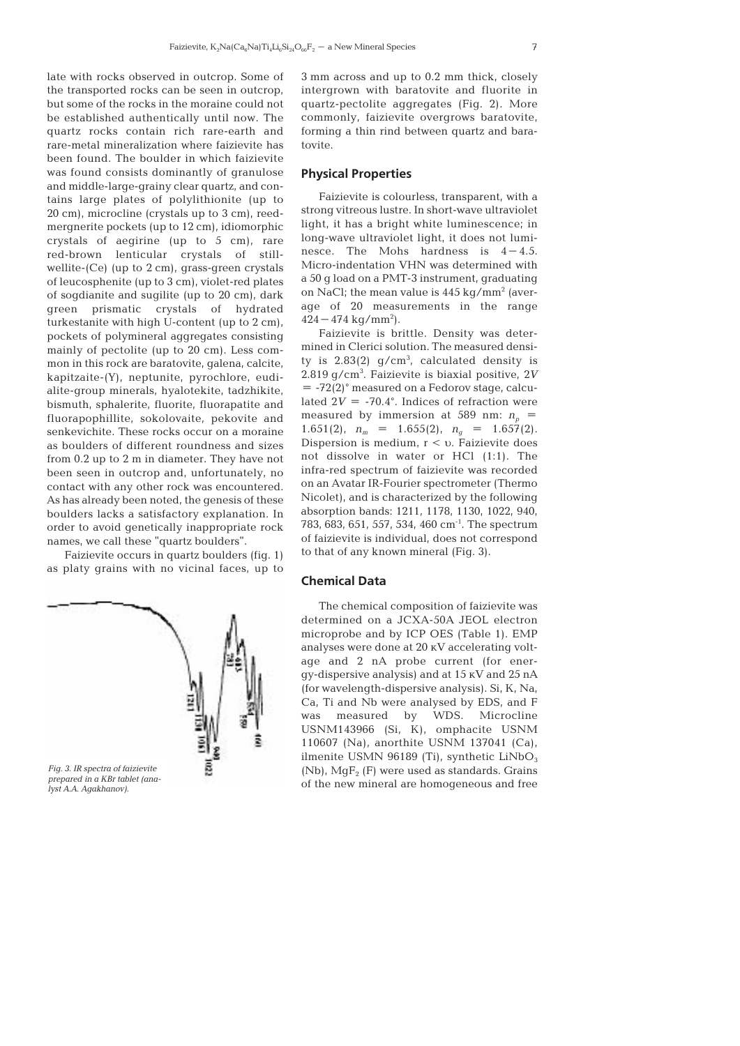late with rocks observed in outcrop. Some of the transported rocks can be seen in outcrop, but some of the rocks in the moraine could not be established authentically until now. The quartz rocks contain rich rare-earth and rare-metal mineralization where faizievite has been found. The boulder in which faizievite was found consists dominantly of granulose and middle-large-grainy clear quartz, and contains large plates of polylithionite (up to 20 cm), microcline (crystals up to 3 cm), reedmergnerite pockets (up to 12 cm), idiomorphic crystals of aegirine (up to 5 cm), rare red-brown lenticular crystals of stillwellite-(Ce) (up to 2 cm), grass-green crystals of leucosphenite (up to 3 cm), violet-red plates of sogdianite and sugilite (up to 20 cm), dark green prismatic crystals of hydrated turkestanite with high U-content (up to 2 cm), pockets of polymineral aggregates consisting mainly of pectolite (up to 20 cm). Less common in this rock are baratovite, galena, calcite, kapitzaite-(Y), neptunite, pyrochlore, eudialite-group minerals, hyalotekite, tadzhikite, bismuth, sphalerite, fluorite, fluorapatite and fluorapophillite, sokolovaite, pekovite and senkevichite. These rocks occur on a moraine as boulders of different roundness and sizes from 0.2 up to 2 m in diameter. They have not been seen in outcrop and, unfortunately, no contact with any other rock was encountered. As has already been noted, the genesis of these boulders lacks a satisfactory explanation. In order to avoid genetically inappropriate rock names, we call these "quartz boulders".

Faizievite occurs in quartz boulders (fig. 1) as platy grains with no vicinal faces, up to 3 mm across and up to 0.2 mm thick, closely intergrown with baratovite and fluorite in quartz-pectolite aggregates (Fig. 2). More commonly, faizievite overgrows baratovite, forming a thin rind between quartz and baratovite.

*Fig. 3. IR spectra of faizievite prepared in a KBr tablet (analyst A.A. Agakhanov).*

## Physical Properties

Faizievite is colourless, transparent, with a strong vitreous lustre. In short-wave ultraviolet light, it has a bright white luminescence; in long-wave ultraviolet light, it does not luminesce. The Mohs hardness is 4–4.5. Micro-indentation VHN was determined with a 50 g load on a PMT-3 instrument, graduating on NaCl; the mean value is 445 kg/mm$^2$ (average of 20 measurements in the range 424–474 kg/mm$^2$).

Faizievite is brittle. Density was determined in Clerici solution. The measured density is 2.83(2) g/cm$^3$, calculated density is 2.819 g/cm$^3$. Faizievite is biaxial positive, $2V$ = -72(2)° measured on a Fedorov stage, calculated $2V$ = -70.4°. Indices of refraction were measured by immersion at 589 nm: $n_p$ = 1.651(2), $n_m$ = 1.655(2), $n_g$ = 1.657(2). Dispersion is medium, $r < \upsilon$. Faizievite does not dissolve in water or HCl (1:1). The infra-red spectrum of faizievite was recorded on an Avatar IR-Fourier spectrometer (Thermo Nicolet), and is characterized by the following absorption bands: 1211, 1178, 1130, 1022, 940, 783, 683, 651, 557, 534, 460 cm$^{-1}$. The spectrum of faizievite is individual, does not correspond to that of any known mineral (Fig. 3).

## Chemical Data

The chemical composition of faizievite was determined on a JCXA-50A JEOL electron microprobe and by ICP OES (Table 1). EMP analyses were done at 20 кV accelerating voltage and 2 nA probe current (for energy-dispersive analysis) and at 15 кV and 25 nA (for wavelength-dispersive analysis). Si, K, Na, Ca, Ti and Nb were analysed by EDS, and F was measured by WDS. Microcline USNM143966 (Si, K), omphacite USNM 110607 (Na), anorthite USNM 137041 (Ca), ilmenite USMN 96189 (Ti), synthetic $LiNbO_3$ (Nb), $MgF_2$ (F) were used as standards. Grains of the new mineral are homogeneous and free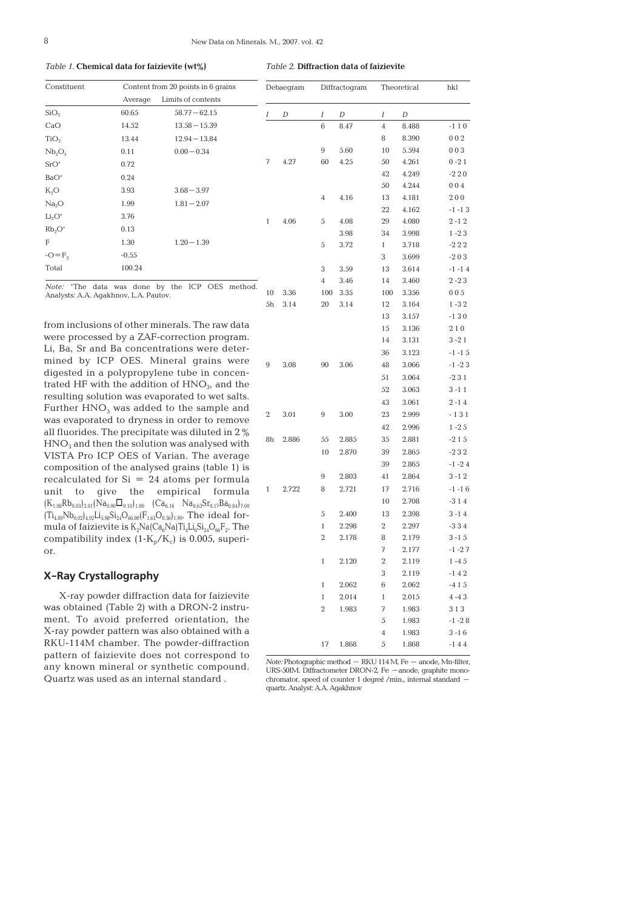*Table 1.* **Chemical data for faizievite (wt%)**

| Constituent | Content from 20 points in 6 grains | |
|---|---|---|
| | Average | Limits of contents |
| $SiO_2$ | 60.65 | 58.77 – 62.15 |
| CaO | 14.52 | 13.58 – 15.39 |
| $TiO_2$ | 13.44 | 12.94 – 13.84 |
| $Nb_2O_5$ | 0.11 | 0.00 – 0.34 |
| SrO* | 0.72 | |
| BaO* | 0.24 | |
| $K_2O$ | 3.93 | 3.68 – 3.97 |
| $Na_2O$ | 1.99 | 1.81 – 2.07 |
| $Li_2O$* | 3.76 | |
| $Rb_2O$* | 0.13 | |
| F | 1.30 | 1.20 – 1.39 |
| $-O=F_2$ | -0.55 | |
| Total | 100.24 | |

*Note:* *The data was done by the ICP OES method. Analysts: A.A. Agakhnov, L.A. Pautov.

from inclusions of other minerals. The raw data were processed by a ZAF-correction program. Li, Ba, Sr and Ba concentrations were determined by ICP OES. Mineral grains were digested in a polypropylene tube in concentrated HF with the addition of $HNO_3$, and the resulting solution was evaporated to wet salts. Further $HNO_3$ was added to the sample and was evaporated to dryness in order to remove all fluorides. The precipitate was diluted in 2 % $HNO_3$ and then the solution was analysed with VISTA Pro ICP OES of Varian. The average composition of the analysed grains (table 1) is recalculated for Si = 24 atoms per formula unit to give the empirical formula $(K_{1.98}Rb_{0.03})_{2.01}(Na_{0.90}\square_{0.10})_{1.00}$ $(Ca_{6.16}$ $Na_{0.63}Sr_{0.17}Ba_{0.04})_{7.00}$ $(Ti_{4.00}Nb_{0.02})_{4.02}Li_{5.98}Si_{24}O_{66.00}(F_{1.63}O_{0.36})_{1.99}$. The ideal formula of faizievite is $K_2Na(Ca_6Na)Ti_4Li_6Si_{24}O_{66}F_2$. The compatibility index $(1\text{-}K_p/K_c)$ is 0.005, superior.

## X–Ray Crystallography

X-ray powder diffraction data for faizievite was obtained (Table 2) with a DRON-2 instrument. To avoid preferred orientation, the X-ray powder pattern was also obtained with a RKU-114M chamber. The powder-diffraction pattern of faizievite does not correspond to any known mineral or synthetic compound. Quartz was used as an internal standard .

*Table 2.* **Diffraction data of faizievite**

| Debaegram | | Diffractogram | | Theoretical | | hkl |
|---|---|---|---|---|---|---|
| *I* | *D* | *I* | *D* | *I* | *D* | |
| | | 6 | 8.47 | 4 | 8.488 | -1 1 0 |
| | | | | 8 | 8.390 | 0 0 2 |
| | | 9 | 5.60 | 10 | 5.594 | 0 0 3 |
| 7 | 4.27 | 60 | 4.25 | 50 | 4.261 | 0 -2 1 |
| | | | | 42 | 4.249 | -2 2 0 |
| | | | | 50 | 4.244 | 0 0 4 |
| | | 4 | 4.16 | 13 | 4.181 | 2 0 0 |
| | | | | 22 | 4.162 | -1 -1 3 |
| 1 | 4.06 | 5 | 4.08 | 29 | 4.080 | 2 -1 2 |
| | | | 3.98 | 34 | 3.998 | 1 -2 3 |
| | | 5 | 3.72 | 1 | 3.718 | -2 2 2 |
| | | | | 3 | 3.699 | -2 0 3 |
| | | 3 | 3.59 | 13 | 3.614 | -1 -1 4 |
| | | 4 | 3.46 | 14 | 3.460 | 2 -2 3 |
| 10 | 3.36 | 100 | 3.35 | 100 | 3.356 | 0 0 5 |
| 5h | 3.14 | 20 | 3.14 | 12 | 3.164 | 1 -3 2 |
| | | | | 13 | 3.157 | -1 3 0 |
| | | | | 15 | 3.136 | 2 1 0 |
| | | | | 14 | 3.131 | 3 -2 1 |
| | | | | 36 | 3.123 | -1 -1 5 |
| 9 | 3.08 | 90 | 3.06 | 48 | 3.066 | -1 -2 3 |
| | | | | 51 | 3.064 | -2 3 1 |
| | | | | 52 | 3.063 | 3 -1 1 |
| | | | | 43 | 3.061 | 2 -1 4 |
| 2 | 3.01 | 9 | 3.00 | 23 | 2.999 | - 1 3 1 |
| | | | | 42 | 2.996 | 1 -2 5 |
| 8h | 2.886 | 55 | 2.885 | 35 | 2.881 | -2 1 5 |
| | | 10 | 2.870 | 39 | 2.865 | -2 3 2 |
| | | | | 39 | 2.865 | -1 -2 4 |
| | | 9 | 2.803 | 41 | 2.864 | 3 -1 2 |
| 1 | 2.722 | 8 | 2.721 | 17 | 2.716 | -1 -1 6 |
| | | | | 10 | 2.708 | -3 1 4 |
| | | 5 | 2.400 | 13 | 2.398 | 3 -1 4 |
| | | 1 | 2.298 | 2 | 2.297 | -3 3 4 |
| | | 2 | 2.178 | 8 | 2.179 | 3 -1 5 |
| | | | | 7 | 2.177 | -1 -2 7 |
| | | 1 | 2.120 | 2 | 2.119 | 1 -4 5 |
| | | | | 3 | 2.119 | -1 4 2 |
| | | 1 | 2.062 | 6 | 2.062 | -4 1 5 |
| | | 1 | 2.014 | 1 | 2.015 | 4 -4 3 |
| | | 2 | 1.983 | 7 | 1.983 | 3 1 3 |
| | | | | 5 | 1.983 | -1 -2 8 |
| | | | | 4 | 1.983 | 3 -1 6 |
| | | 17 | 1.868 | 5 | 1.868 | -1 4 4 |

*Note:* Photographic method – RKU 114 M, Fe – anode, Mn-filter, URS-50IM. Diffractometer DRON-2, Fe – anode, graphite monochromator, speed of counter 1 degreé /min., internal standard – quartz. Analyst: A.A. Agakhnov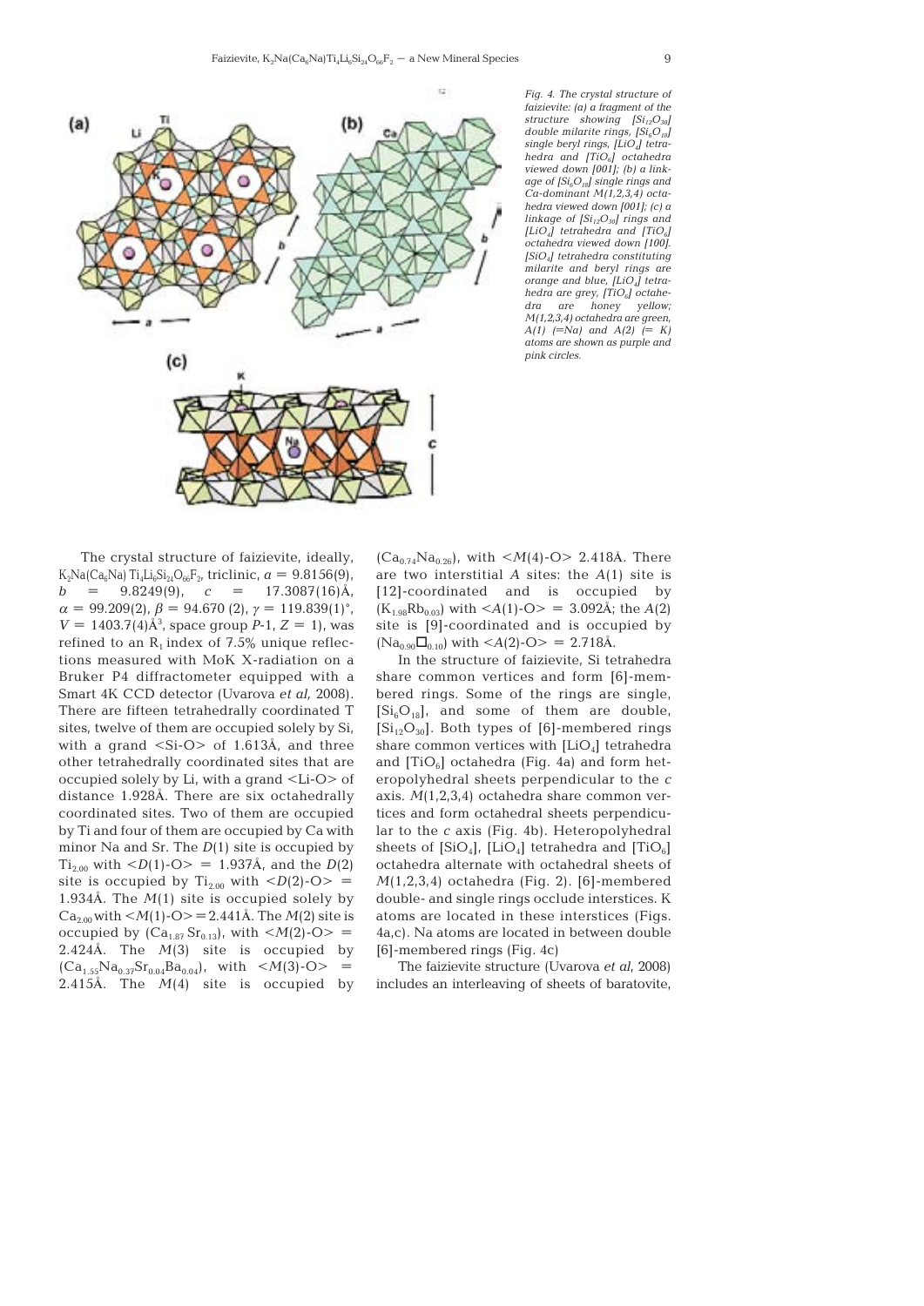*Fig. 4. The crystal structure of faizievite: (a) a fragment of the structure showing $[Si_{12}O_{30}]$ double milarite rings, $[Si_6O_{18}]$ single beryl rings, $[LiO_4]$ tetrahedra and $[TiO_6]$ octahedra viewed down [001]; (b) a linkage of $[Si_6O_{18}]$ single rings and Ca-dominant M(1,2,3,4) octahedra viewed down [001]; (c) a linkage of $[Si_{12}O_{30}]$ rings and $[LiO_4]$ tetrahedra and $[TiO_6]$ octahedra viewed down [100]. $[SiO_4]$ tetrahedra constituting milarite and beryl rings are orange and blue, $[LiO_4]$ tetrahedra are grey, $[TiO_6]$ octahedra are honey yellow; M(1,2,3,4) octahedra are green, A(1) (=Na) and A(2) (= K) atoms are shown as purple and pink circles.*

The crystal structure of faizievite, ideally, $K_2Na(Ca_6Na)Ti_4Li_6Si_{24}O_{66}F_2$, triclinic, $a$ = 9.8156(9), $b$ = 9.8249(9), $c$ = 17.3087(16)Å, $\alpha$ = 99.209(2), $\beta$ = 94.670 (2), $\gamma$ = 119.839(1)°, $V$ = 1403.7(4)Å$^3$, space group $P$-1, $Z$ = 1), was refined to an $R_1$ index of 7.5% unique reflections measured with MoK X-radiation on a Bruker P4 diffractometer equipped with a Smart 4K CCD detector (Uvarova *et al,* 2008). There are fifteen tetrahedrally coordinated T sites, twelve of them are occupied solely by Si, with a grand <Si-O> of 1.613Å, and three other tetrahedrally coordinated sites that are occupied solely by Li, with a grand <Li-O> of distance 1.928Å. There are six octahedrally coordinated sites. Two of them are occupied by Ti and four of them are occupied by Ca with minor Na and Sr. The $D$(1) site is occupied by $Ti_{2.00}$ with <$D$(1)-O> = 1.937Å, and the $D$(2) site is occupied by $Ti_{2.00}$ with <$D$(2)-O> = 1.934Å. The $M$(1) site is occupied solely by $Ca_{2.00}$ with <$M$(1)-O> = 2.441Å. The $M$(2) site is occupied by $(Ca_{1.87}Sr_{0.13})$, with <$M$(2)-O> = 2.424Å. The $M$(3) site is occupied by $(Ca_{1.55}Na_{0.37}Sr_{0.04}Ba_{0.04})$, with <$M$(3)-O> = 2.415Å. The $M$(4) site is occupied by $(Ca_{0.74}Na_{0.26})$, with <$M$(4)-O> 2.418Å. There are two interstitial $A$ sites: the $A$(1) site is [12]-coordinated and is occupied by $(K_{1.98}Rb_{0.03})$ with <$A$(1)-O> = 3.092Å; the $A$(2) site is [9]-coordinated and is occupied by $(Na_{0.90}\square_{0.10})$ with <$A$(2)-O> = 2.718Å.

In the structure of faizievite, Si tetrahedra share common vertices and form [6]-membered rings. Some of the rings are single, $[Si_6O_{18}]$, and some of them are double, $[Si_{12}O_{30}]$. Both types of [6]-membered rings share common vertices with $[LiO_4]$ tetrahedra and $[TiO_6]$ octahedra (Fig. 4a) and form heteropolyhedral sheets perpendicular to the $c$ axis. $M$(1,2,3,4) octahedra share common vertices and form octahedral sheets perpendicular to the $c$ axis (Fig. 4b). Heteropolyhedral sheets of $[SiO_4]$, $[LiO_4]$ tetrahedra and $[TiO_6]$ octahedra alternate with octahedral sheets of $M$(1,2,3,4) octahedra (Fig. 2). [6]-membered double- and single rings occlude interstices. K atoms are located in these interstices (Figs. 4a,c). Na atoms are located in between double [6]-membered rings (Fig. 4c)

The faizievite structure (Uvarova *et al,* 2008) includes an interleaving of sheets of baratovite,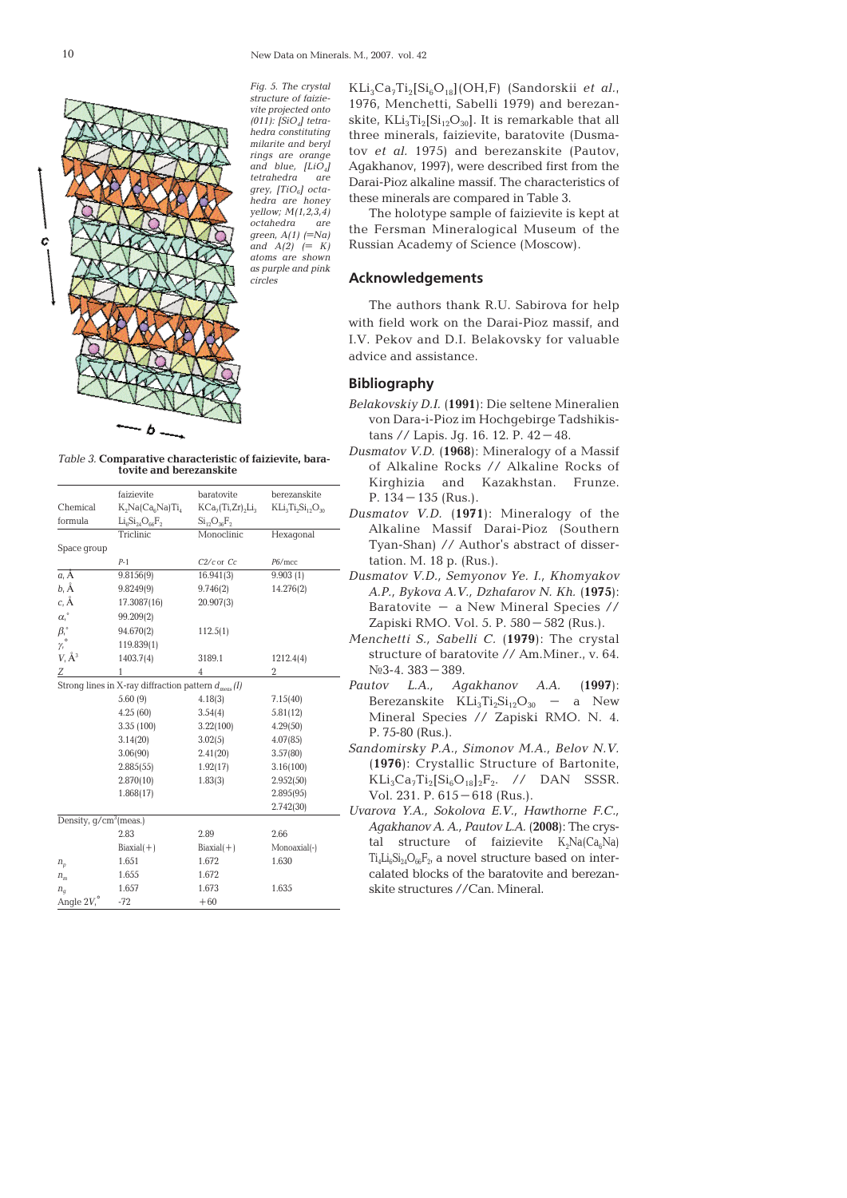Fig. 5. The crystal structure of faizievite projected onto (011): $[SiO_4]$ tetrahedra constituting milarite and beryl rings are orange and blue, $[LiO_4]$ tetrahedra are grey, $[TiO_6]$ octahedra are honey yellow; $M(1,2,3,4)$ octahedra are green, $A(1)$ (=Na) and $A(2)$ (= K) atoms are shown as purple and pink circles

*Table 3.* **Comparative characteristic of faizievite, baratovite and berezanskite**

| | faizievite | baratovite | berezanskite |
|---|---|---|---|
| Chemical formula | $K_2Na(Ca_6Na)Ti_4Li_6Si_{24}O_{66}F_2$ | $KCa_7(Ti,Zr)_2Li_3Si_{12}O_{36}F_2$ | $KLi_3Ti_2Si_{12}O_{30}$ |
| Space group | Triclinic | Monoclinic | Hexagonal |
| | $P$-1 | $C2/c$ or $Cc$ | $P6/mcc$ |
| $a$, Å | 9.8156(9) | 16.941(3) | 9.903 (1) |
| $b$, Å | 9.8249(9) | 9.746(2) | 14.276(2) |
| $c$, Å | 17.3087(16) | 20.907(3) | |
| $\alpha$,° | 99.209(2) | | |
| $\beta$,° | 94.670(2) | 112.5(1) | |
| $\gamma$,° | 119.839(1) | | |
| $V$, Å$^3$ | 1403.7(4) | 3189.1 | 1212.4(4) |
| $Z$ | 1 | 4 | 2 |
| Strong lines in X-ray diffraction pattern $d_{meas}$ $(I)$ | | | |
| | 5.60 (9) | 4.18(3) | 7.15(40) |
| | 4.25 (60) | 3.54(4) | 5.81(12) |
| | 3.35 (100) | 3.22(100) | 4.29(50) |
| | 3.14(20) | 3.02(5) | 4.07(85) |
| | 3.06(90) | 2.41(20) | 3.57(80) |
| | 2.885(55) | 1.92(17) | 3.16(100) |
| | 2.870(10) | 1.83(3) | 2.952(50) |
| | 1.868(17) | | 2.895(95) |
| | | | 2.742(30) |
| Density, g/cm$^3$(meas.) | | | |
| | 2.83 | 2.89 | 2.66 |
| | Biaxial(+) | Biaxial(+) | Monoaxial(-) |
| $n_p$ | 1.651 | 1.672 | 1.630 |
| $n_m$ | 1.655 | 1.672 | |
| $n_g$ | 1.657 | 1.673 | 1.635 |
| Angle $2V$,° | -72 | +60 | |

$KLi_3Ca_7Ti_2[Si_6O_{18}](OH,F)$ (Sandorskii *et al.*, 1976, Menchetti, Sabelli 1979) and berezanskite, $KLi_3Ti_2[Si_{12}O_{30}]$. It is remarkable that all three minerals, faizievite, baratovite (Dusmatov *et al.* 1975) and berezanskite (Pautov, Agakhanov, 1997), were described first from the Darai-Pioz alkaline massif. The characteristics of these minerals are compared in Table 3.

The holotype sample of faizievite is kept at the Fersman Mineralogical Museum of the Russian Academy of Science (Moscow).

## Acknowledgements

The authors thank R.U. Sabirova for help with field work on the Darai-Pioz massif, and I.V. Pekov and D.I. Belakovsky for valuable advice and assistance.

## Bibliography

*Belakovskiy D.I.* (**1991**): Die seltene Mineralien von Dara-i-Pioz im Hochgebirge Tadshikistans // Lapis. Jg. 16. 12. P. 42 – 48.

*Dusmatov V.D.* (**1968**): Mineralogy of a Massif of Alkaline Rocks // Alkaline Rocks of Kirghizia and Kazakhstan. Frunze. P. 134 – 135 (Rus.).

*Dusmatov V.D.* (**1971**): Mineralogy of the Alkaline Massif Darai-Pioz (Southern Tyan-Shan) // Author's abstract of dissertation. M. 18 p. (Rus.).

*Dusmatov V.D., Semyonov Ye. I., Khomyakov A.P., Bykova A.V., Dzhafarov N. Kh.* (**1975**): Baratovite – a New Mineral Species // Zapiski RMO. Vol. 5. P. 580 – 582 (Rus.).

*Menchetti S., Sabelli C.* (**1979**): The crystal structure of baratovite // Am.Miner., v. 64. №3-4. 383 – 389.

*Pautov L.A., Agakhanov A.A.* (**1997**): Berezanskite $KLi_3Ti_2Si_{12}O_{30}$ – a New Mineral Species // Zapiski RMO. N. 4. P. 75-80 (Rus.).

*Sandomirsky P.A., Simonov M.A., Belov N.V.* (**1976**): Crystallic Structure of Bartonite, $KLi_3Ca_7Ti_2[Si_6O_{18}]_2F_2$. // DAN SSSR. Vol. 231. P. 615 – 618 (Rus.).

*Uvarova Y.A., Sokolova E.V., Hawthorne F.C., Agakhanov A. A., Pautov L.A.* (**2008**): The crystal structure of faizievite $K_2Na(Ca_6Na)Ti_4Li_6Si_{24}O_{66}F_2$, a novel structure based on intercalated blocks of the baratovite and berezanskite structures //Can. Mineral.